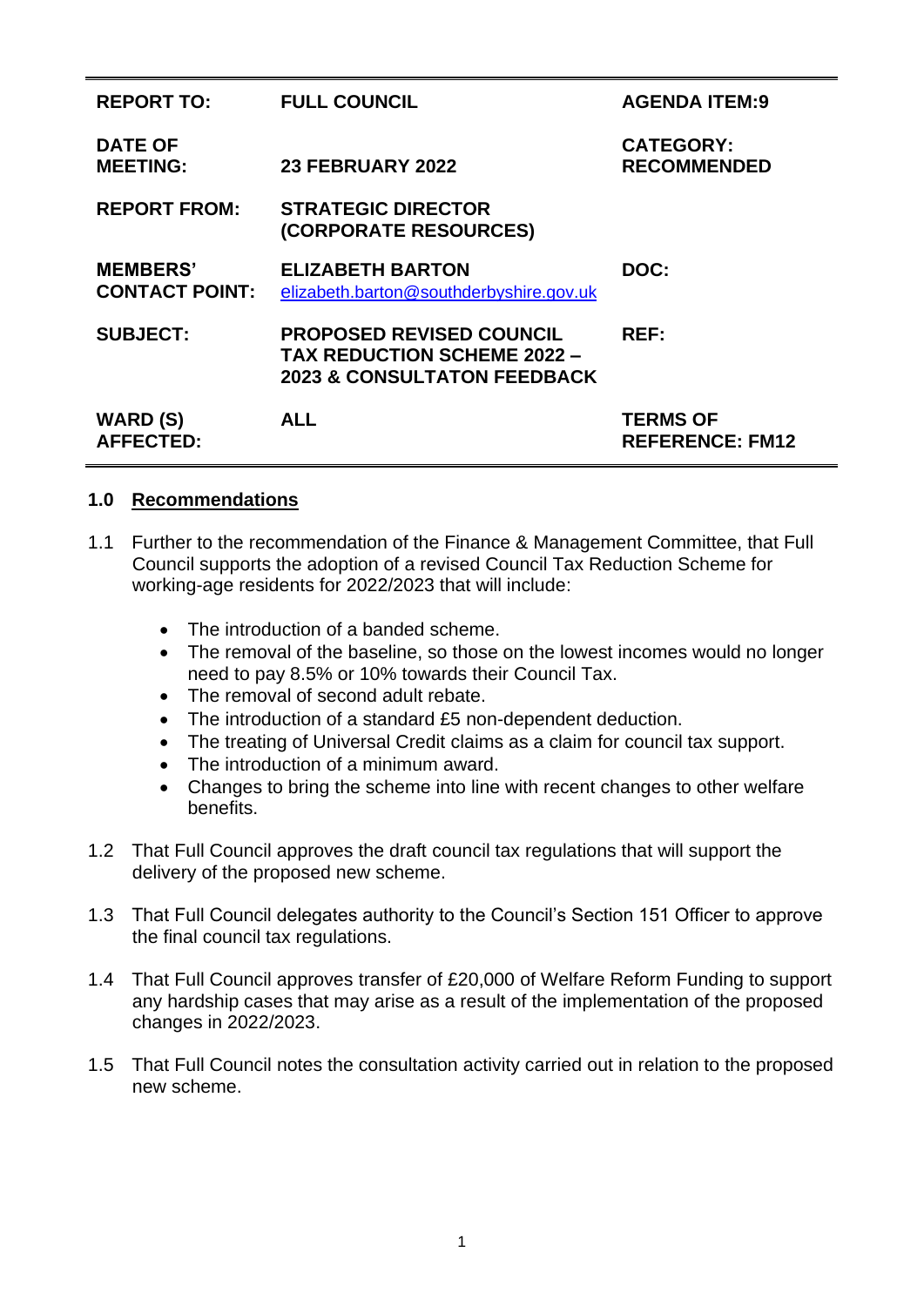| | | |
|---|---|---|
| **REPORT TO:** | **FULL COUNCIL** | **AGENDA ITEM:9** |
| **DATE OF MEETING:** | **23 FEBRUARY 2022** | **CATEGORY: RECOMMENDED** |
| **REPORT FROM:** | **STRATEGIC DIRECTOR (CORPORATE RESOURCES)** | |
| **MEMBERS' CONTACT POINT:** | **ELIZABETH BARTON** elizabeth.barton@southderbyshire.gov.uk | **DOC:** |
| **SUBJECT:** | **PROPOSED REVISED COUNCIL TAX REDUCTION SCHEME 2022 – 2023 & CONSULTATON FEEDBACK** | **REF:** |
| **WARD (S) AFFECTED:** | **ALL** | **TERMS OF REFERENCE: FM12** |

## 1.0 Recommendations

1.1 Further to the recommendation of the Finance & Management Committee, that Full Council supports the adoption of a revised Council Tax Reduction Scheme for working-age residents for 2022/2023 that will include:

- The introduction of a banded scheme.
- The removal of the baseline, so those on the lowest incomes would no longer need to pay 8.5% or 10% towards their Council Tax.
- The removal of second adult rebate.
- The introduction of a standard £5 non-dependent deduction.
- The treating of Universal Credit claims as a claim for council tax support.
- The introduction of a minimum award.
- Changes to bring the scheme into line with recent changes to other welfare benefits.

1.2 That Full Council approves the draft council tax regulations that will support the delivery of the proposed new scheme.

1.3 That Full Council delegates authority to the Council's Section 151 Officer to approve the final council tax regulations.

1.4 That Full Council approves transfer of £20,000 of Welfare Reform Funding to support any hardship cases that may arise as a result of the implementation of the proposed changes in 2022/2023.

1.5 That Full Council notes the consultation activity carried out in relation to the proposed new scheme.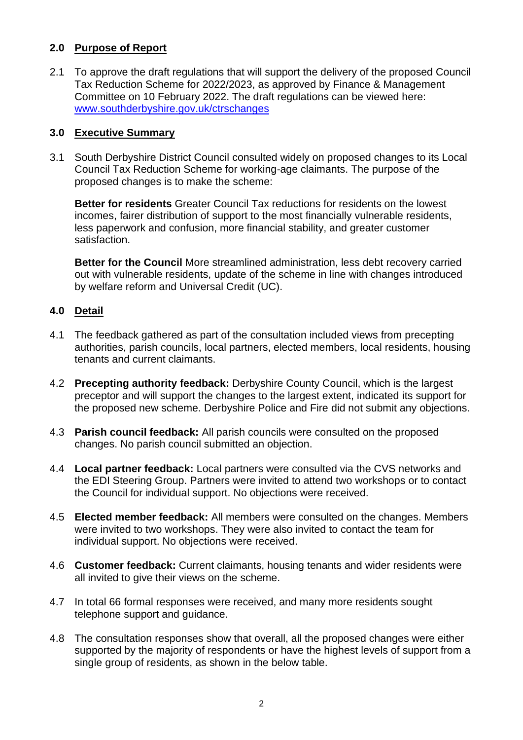## 2.0 Purpose of Report

2.1 To approve the draft regulations that will support the delivery of the proposed Council Tax Reduction Scheme for 2022/2023, as approved by Finance & Management Committee on 10 February 2022. The draft regulations can be viewed here: [www.southderbyshire.gov.uk/ctrschanges](www.southderbyshire.gov.uk/ctrschanges)

## 3.0 Executive Summary

3.1 South Derbyshire District Council consulted widely on proposed changes to its Local Council Tax Reduction Scheme for working-age claimants. The purpose of the proposed changes is to make the scheme:

**Better for residents** Greater Council Tax reductions for residents on the lowest incomes, fairer distribution of support to the most financially vulnerable residents, less paperwork and confusion, more financial stability, and greater customer satisfaction.

**Better for the Council** More streamlined administration, less debt recovery carried out with vulnerable residents, update of the scheme in line with changes introduced by welfare reform and Universal Credit (UC).

## 4.0 Detail

4.1 The feedback gathered as part of the consultation included views from precepting authorities, parish councils, local partners, elected members, local residents, housing tenants and current claimants.

4.2 **Precepting authority feedback:** Derbyshire County Council, which is the largest preceptor and will support the changes to the largest extent, indicated its support for the proposed new scheme. Derbyshire Police and Fire did not submit any objections.

4.3 **Parish council feedback:** All parish councils were consulted on the proposed changes. No parish council submitted an objection.

4.4 **Local partner feedback:** Local partners were consulted via the CVS networks and the EDI Steering Group. Partners were invited to attend two workshops or to contact the Council for individual support. No objections were received.

4.5 **Elected member feedback:** All members were consulted on the changes. Members were invited to two workshops. They were also invited to contact the team for individual support. No objections were received.

4.6 **Customer feedback:** Current claimants, housing tenants and wider residents were all invited to give their views on the scheme.

4.7 In total 66 formal responses were received, and many more residents sought telephone support and guidance.

4.8 The consultation responses show that overall, all the proposed changes were either supported by the majority of respondents or have the highest levels of support from a single group of residents, as shown in the below table.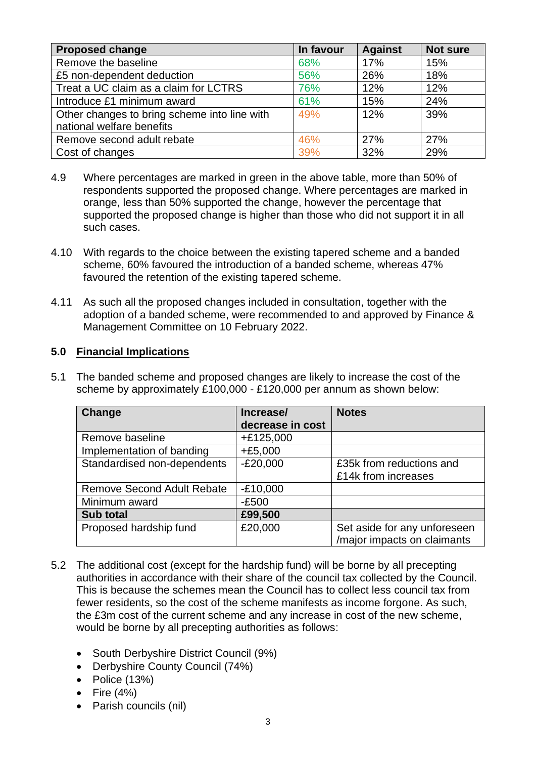| Proposed change | In favour | Against | Not sure |
| --- | --- | --- | --- |
| Remove the baseline | 68% | 17% | 15% |
| £5 non-dependent deduction | 56% | 26% | 18% |
| Treat a UC claim as a claim for LCTRS | 76% | 12% | 12% |
| Introduce £1 minimum award | 61% | 15% | 24% |
| Other changes to bring scheme into line with national welfare benefits | 49% | 12% | 39% |
| Remove second adult rebate | 46% | 27% | 27% |
| Cost of changes | 39% | 32% | 29% |

4.9 Where percentages are marked in green in the above table, more than 50% of respondents supported the proposed change. Where percentages are marked in orange, less than 50% supported the change, however the percentage that supported the proposed change is higher than those who did not support it in all such cases.

4.10 With regards to the choice between the existing tapered scheme and a banded scheme, 60% favoured the introduction of a banded scheme, whereas 47% favoured the retention of the existing tapered scheme.

4.11 As such all the proposed changes included in consultation, together with the adoption of a banded scheme, were recommended to and approved by Finance & Management Committee on 10 February 2022.

## 5.0 Financial Implications

5.1 The banded scheme and proposed changes are likely to increase the cost of the scheme by approximately £100,000 - £120,000 per annum as shown below:

| Change | Increase/ decrease in cost | Notes |
| --- | --- | --- |
| Remove baseline | +£125,000 | |
| Implementation of banding | +£5,000 | |
| Standardised non-dependents | -£20,000 | £35k from reductions and £14k from increases |
| Remove Second Adult Rebate | -£10,000 | |
| Minimum award | -£500 | |
| **Sub total** | **£99,500** | |
| Proposed hardship fund | £20,000 | Set aside for any unforeseen /major impacts on claimants |

5.2 The additional cost (except for the hardship fund) will be borne by all precepting authorities in accordance with their share of the council tax collected by the Council. This is because the schemes mean the Council has to collect less council tax from fewer residents, so the cost of the scheme manifests as income forgone. As such, the £3m cost of the current scheme and any increase in cost of the new scheme, would be borne by all precepting authorities as follows:

- South Derbyshire District Council (9%)
- Derbyshire County Council (74%)
- Police (13%)
- Fire (4%)
- Parish councils (nil)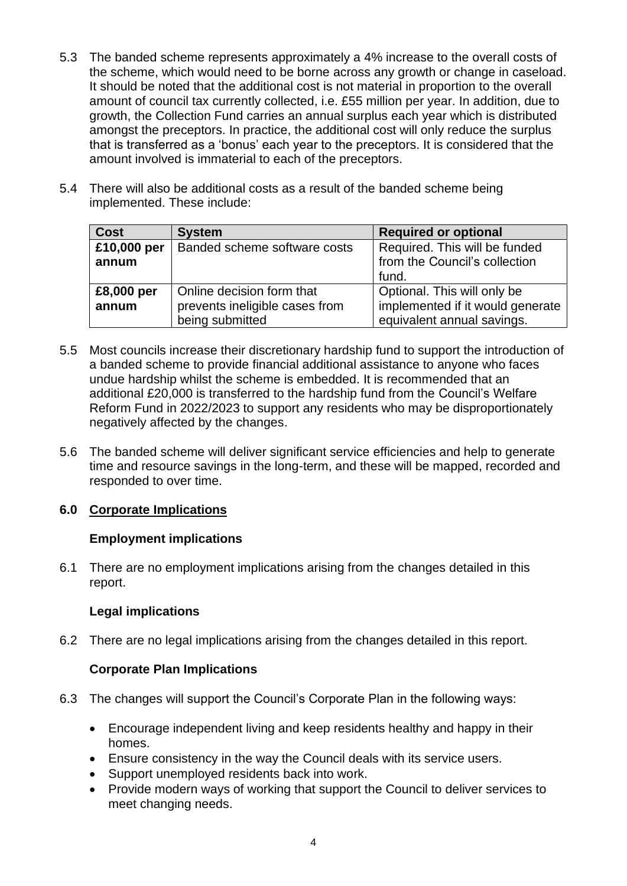5.3 The banded scheme represents approximately a 4% increase to the overall costs of the scheme, which would need to be borne across any growth or change in caseload. It should be noted that the additional cost is not material in proportion to the overall amount of council tax currently collected, i.e. £55 million per year. In addition, due to growth, the Collection Fund carries an annual surplus each year which is distributed amongst the preceptors. In practice, the additional cost will only reduce the surplus that is transferred as a 'bonus' each year to the preceptors. It is considered that the amount involved is immaterial to each of the preceptors.

5.4 There will also be additional costs as a result of the banded scheme being implemented. These include:

| Cost | System | Required or optional |
|---|---|---|
| **£10,000 per annum** | Banded scheme software costs | Required. This will be funded from the Council's collection fund. |
| **£8,000 per annum** | Online decision form that prevents ineligible cases from being submitted | Optional. This will only be implemented if it would generate equivalent annual savings. |

5.5 Most councils increase their discretionary hardship fund to support the introduction of a banded scheme to provide financial additional assistance to anyone who faces undue hardship whilst the scheme is embedded. It is recommended that an additional £20,000 is transferred to the hardship fund from the Council's Welfare Reform Fund in 2022/2023 to support any residents who may be disproportionately negatively affected by the changes.

5.6 The banded scheme will deliver significant service efficiencies and help to generate time and resource savings in the long-term, and these will be mapped, recorded and responded to over time.

## 6.0 Corporate Implications

### Employment implications

6.1 There are no employment implications arising from the changes detailed in this report.

### Legal implications

6.2 There are no legal implications arising from the changes detailed in this report.

### Corporate Plan Implications

6.3 The changes will support the Council's Corporate Plan in the following ways:

- Encourage independent living and keep residents healthy and happy in their homes.
- Ensure consistency in the way the Council deals with its service users.
- Support unemployed residents back into work.
- Provide modern ways of working that support the Council to deliver services to meet changing needs.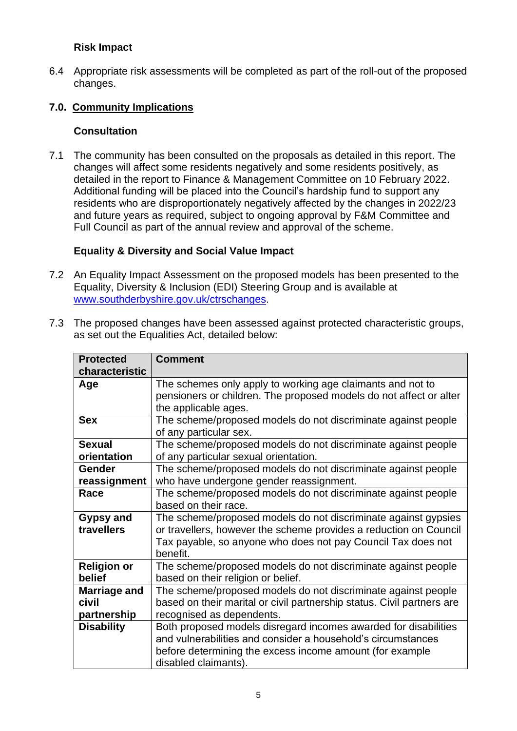**Risk Impact**

6.4 Appropriate risk assessments will be completed as part of the roll-out of the proposed changes.

## 7.0. Community Implications

**Consultation**

7.1 The community has been consulted on the proposals as detailed in this report. The changes will affect some residents negatively and some residents positively, as detailed in the report to Finance & Management Committee on 10 February 2022. Additional funding will be placed into the Council's hardship fund to support any residents who are disproportionately negatively affected by the changes in 2022/23 and future years as required, subject to ongoing approval by F&M Committee and Full Council as part of the annual review and approval of the scheme.

**Equality & Diversity and Social Value Impact**

7.2 An Equality Impact Assessment on the proposed models has been presented to the Equality, Diversity & Inclusion (EDI) Steering Group and is available at [www.southderbyshire.gov.uk/ctrschanges](www.southderbyshire.gov.uk/ctrschanges).

7.3 The proposed changes have been assessed against protected characteristic groups, as set out the Equalities Act, detailed below:

| Protected characteristic | Comment |
|---|---|
| **Age** | The schemes only apply to working age claimants and not to pensioners or children. The proposed models do not affect or alter the applicable ages. |
| **Sex** | The scheme/proposed models do not discriminate against people of any particular sex. |
| **Sexual orientation** | The scheme/proposed models do not discriminate against people of any particular sexual orientation. |
| **Gender reassignment** | The scheme/proposed models do not discriminate against people who have undergone gender reassignment. |
| **Race** | The scheme/proposed models do not discriminate against people based on their race. |
| **Gypsy and travellers** | The scheme/proposed models do not discriminate against gypsies or travellers, however the scheme provides a reduction on Council Tax payable, so anyone who does not pay Council Tax does not benefit. |
| **Religion or belief** | The scheme/proposed models do not discriminate against people based on their religion or belief. |
| **Marriage and civil partnership** | The scheme/proposed models do not discriminate against people based on their marital or civil partnership status. Civil partners are recognised as dependents. |
| **Disability** | Both proposed models disregard incomes awarded for disabilities and vulnerabilities and consider a household's circumstances before determining the excess income amount (for example disabled claimants). |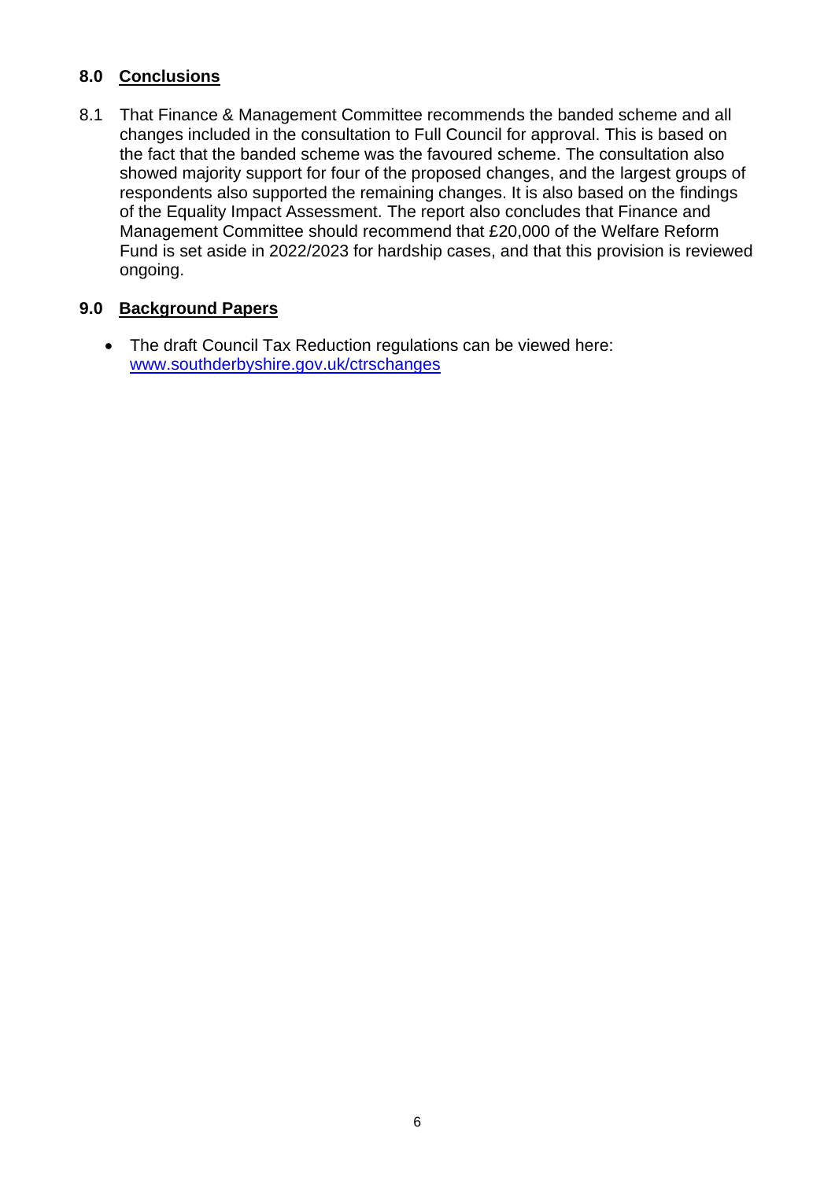## 8.0 Conclusions

8.1 That Finance & Management Committee recommends the banded scheme and all changes included in the consultation to Full Council for approval. This is based on the fact that the banded scheme was the favoured scheme. The consultation also showed majority support for four of the proposed changes, and the largest groups of respondents also supported the remaining changes. It is also based on the findings of the Equality Impact Assessment. The report also concludes that Finance and Management Committee should recommend that £20,000 of the Welfare Reform Fund is set aside in 2022/2023 for hardship cases, and that this provision is reviewed ongoing.

## 9.0 Background Papers

- The draft Council Tax Reduction regulations can be viewed here: www.southderbyshire.gov.uk/ctrschanges